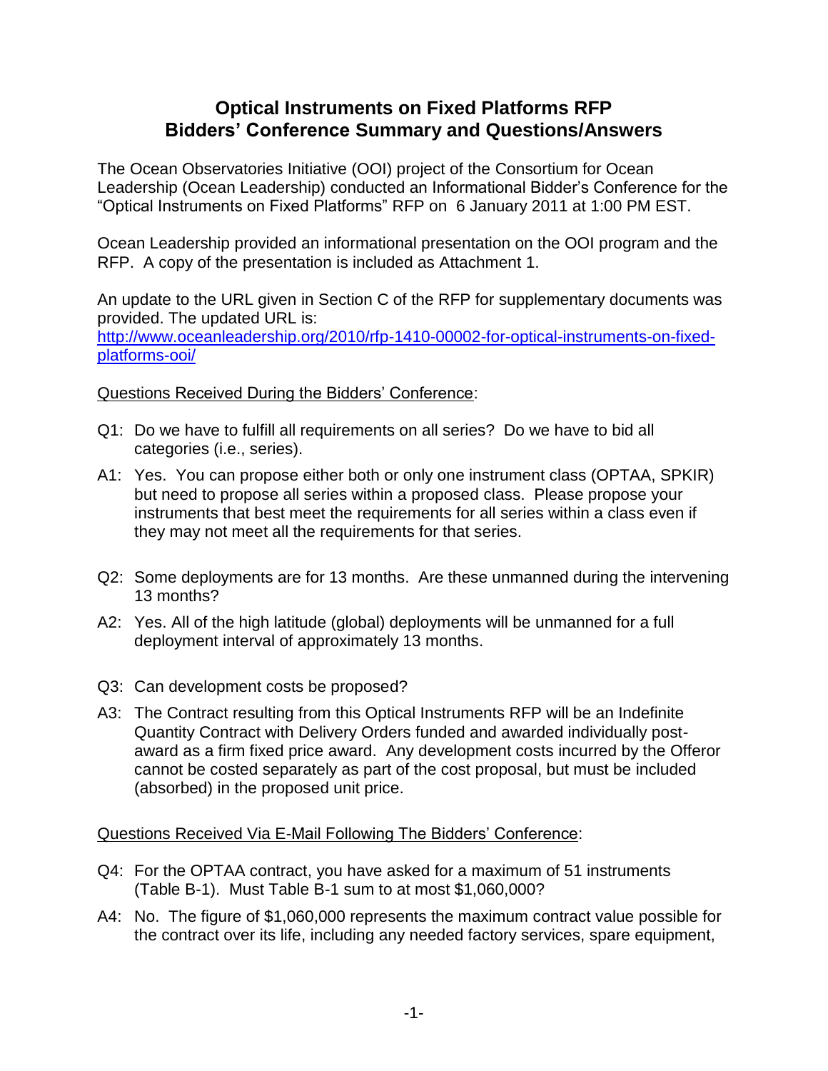# Optical Instruments on Fixed Platforms RFP
# Bidders' Conference Summary and Questions/Answers

The Ocean Observatories Initiative (OOI) project of the Consortium for Ocean Leadership (Ocean Leadership) conducted an Informational Bidder's Conference for the "Optical Instruments on Fixed Platforms" RFP on 6 January 2011 at 1:00 PM EST.

Ocean Leadership provided an informational presentation on the OOI program and the RFP. A copy of the presentation is included as Attachment 1.

An update to the URL given in Section C of the RFP for supplementary documents was provided. The updated URL is:
[http://www.oceanleadership.org/2010/rfp-1410-00002-for-optical-instruments-on-fixed-platforms-ooi/](http://www.oceanleadership.org/2010/rfp-1410-00002-for-optical-instruments-on-fixed-platforms-ooi/)

<u>Questions Received During the Bidders' Conference</u>:

Q1: Do we have to fulfill all requirements on all series? Do we have to bid all categories (i.e., series).

A1: Yes. You can propose either both or only one instrument class (OPTAA, SPKIR) but need to propose all series within a proposed class. Please propose your instruments that best meet the requirements for all series within a class even if they may not meet all the requirements for that series.

Q2: Some deployments are for 13 months. Are these unmanned during the intervening 13 months?

A2: Yes. All of the high latitude (global) deployments will be unmanned for a full deployment interval of approximately 13 months.

Q3: Can development costs be proposed?

A3: The Contract resulting from this Optical Instruments RFP will be an Indefinite Quantity Contract with Delivery Orders funded and awarded individually post-award as a firm fixed price award. Any development costs incurred by the Offeror cannot be costed separately as part of the cost proposal, but must be included (absorbed) in the proposed unit price.

<u>Questions Received Via E-Mail Following The Bidders' Conference</u>:

Q4: For the OPTAA contract, you have asked for a maximum of 51 instruments (Table B-1). Must Table B-1 sum to at most $1,060,000?

A4: No. The figure of $1,060,000 represents the maximum contract value possible for the contract over its life, including any needed factory services, spare equipment,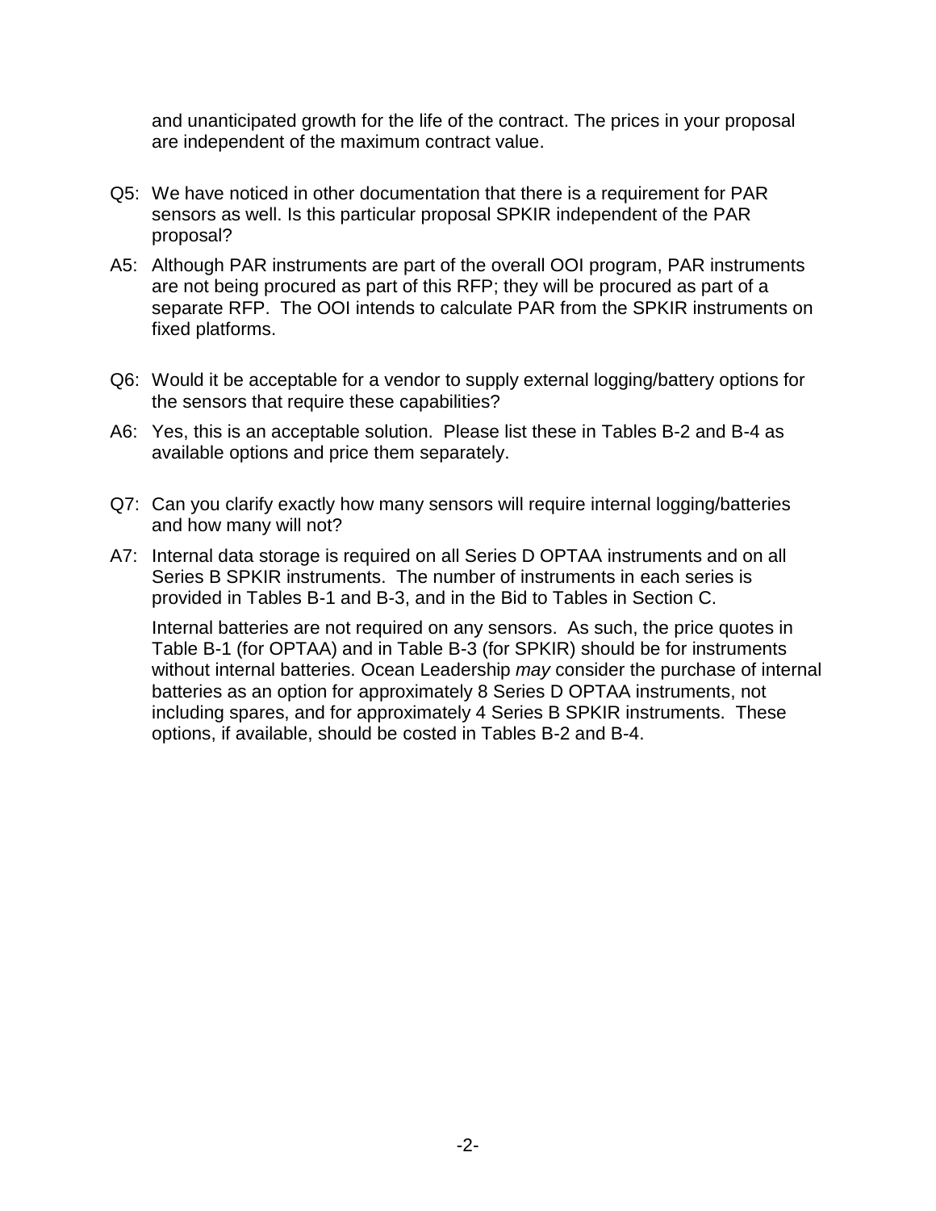and unanticipated growth for the life of the contract. The prices in your proposal are independent of the maximum contract value.

Q5: We have noticed in other documentation that there is a requirement for PAR sensors as well. Is this particular proposal SPKIR independent of the PAR proposal?

A5: Although PAR instruments are part of the overall OOI program, PAR instruments are not being procured as part of this RFP; they will be procured as part of a separate RFP. The OOI intends to calculate PAR from the SPKIR instruments on fixed platforms.

Q6: Would it be acceptable for a vendor to supply external logging/battery options for the sensors that require these capabilities?

A6: Yes, this is an acceptable solution. Please list these in Tables B-2 and B-4 as available options and price them separately.

Q7: Can you clarify exactly how many sensors will require internal logging/batteries and how many will not?

A7: Internal data storage is required on all Series D OPTAA instruments and on all Series B SPKIR instruments. The number of instruments in each series is provided in Tables B-1 and B-3, and in the Bid to Tables in Section C.

Internal batteries are not required on any sensors. As such, the price quotes in Table B-1 (for OPTAA) and in Table B-3 (for SPKIR) should be for instruments without internal batteries. Ocean Leadership *may* consider the purchase of internal batteries as an option for approximately 8 Series D OPTAA instruments, not including spares, and for approximately 4 Series B SPKIR instruments. These options, if available, should be costed in Tables B-2 and B-4.